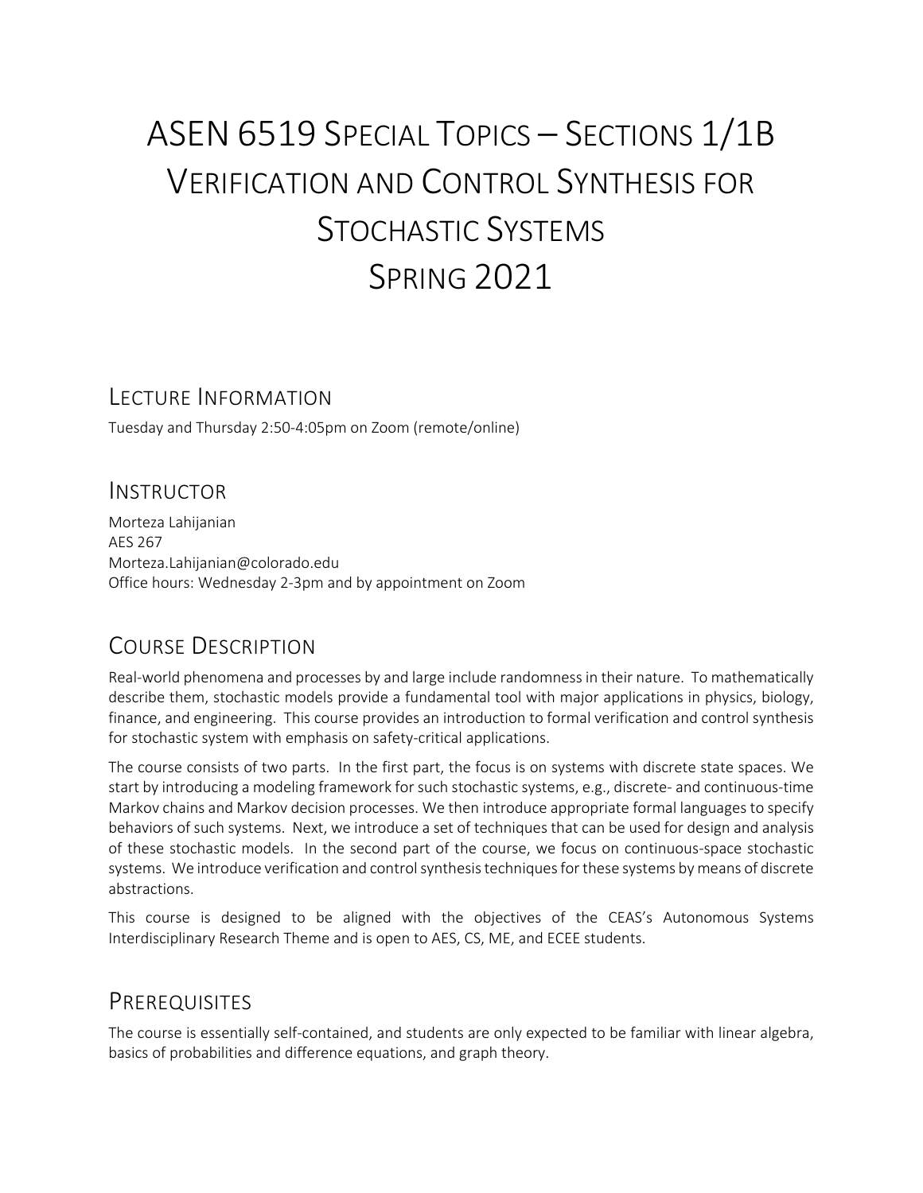# ASEN 6519 Special Topics – Sections 1/1B Verification and Control Synthesis for Stochastic Systems Spring 2021

## Lecture Information

Tuesday and Thursday 2:50-4:05pm on Zoom (remote/online)

## Instructor

Morteza Lahijanian
AES 267
Morteza.Lahijanian@colorado.edu
Office hours: Wednesday 2-3pm and by appointment on Zoom

## Course Description

Real-world phenomena and processes by and large include randomness in their nature. To mathematically describe them, stochastic models provide a fundamental tool with major applications in physics, biology, finance, and engineering. This course provides an introduction to formal verification and control synthesis for stochastic system with emphasis on safety-critical applications.

The course consists of two parts. In the first part, the focus is on systems with discrete state spaces. We start by introducing a modeling framework for such stochastic systems, e.g., discrete- and continuous-time Markov chains and Markov decision processes. We then introduce appropriate formal languages to specify behaviors of such systems. Next, we introduce a set of techniques that can be used for design and analysis of these stochastic models. In the second part of the course, we focus on continuous-space stochastic systems. We introduce verification and control synthesis techniques for these systems by means of discrete abstractions.

This course is designed to be aligned with the objectives of the CEAS's Autonomous Systems Interdisciplinary Research Theme and is open to AES, CS, ME, and ECEE students.

## Prerequisites

The course is essentially self-contained, and students are only expected to be familiar with linear algebra, basics of probabilities and difference equations, and graph theory.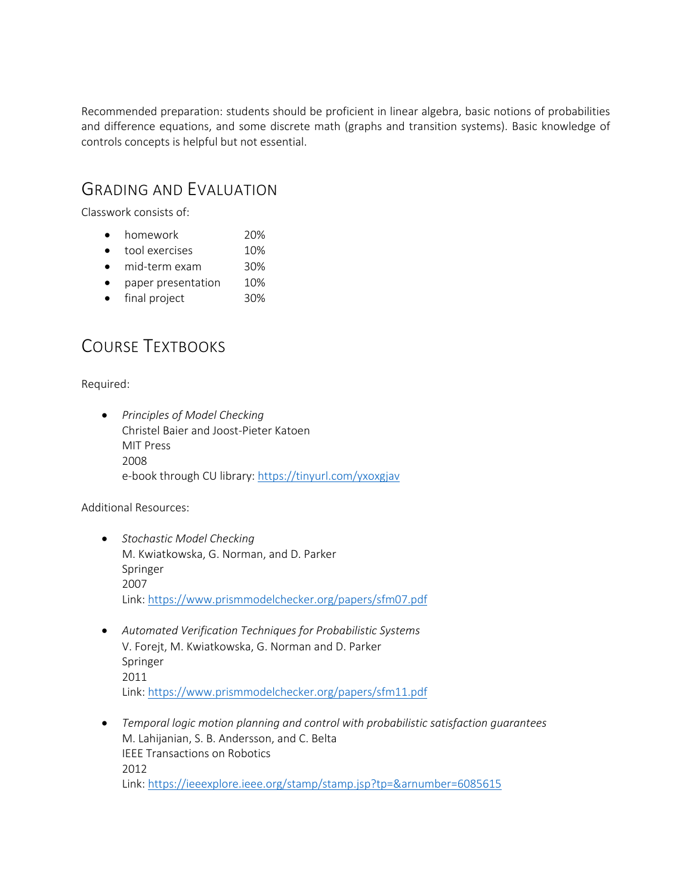Recommended preparation: students should be proficient in linear algebra, basic notions of probabilities and difference equations, and some discrete math (graphs and transition systems). Basic knowledge of controls concepts is helpful but not essential.

## Grading and Evaluation

Classwork consists of:

- homework 20%
- tool exercises 10%
- mid-term exam 30%
- paper presentation 10%
- final project 30%

## Course Textbooks

Required:

- *Principles of Model Checking*
  Christel Baier and Joost-Pieter Katoen
  MIT Press
  2008
  e-book through CU library: https://tinyurl.com/yxoxgjav

Additional Resources:

- *Stochastic Model Checking*
  M. Kwiatkowska, G. Norman, and D. Parker
  Springer
  2007
  Link: https://www.prismmodelchecker.org/papers/sfm07.pdf

- *Automated Verification Techniques for Probabilistic Systems*
  V. Forejt, M. Kwiatkowska, G. Norman and D. Parker
  Springer
  2011
  Link: https://www.prismmodelchecker.org/papers/sfm11.pdf

- *Temporal logic motion planning and control with probabilistic satisfaction guarantees*
  M. Lahijanian, S. B. Andersson, and C. Belta
  IEEE Transactions on Robotics
  2012
  Link: https://ieeexplore.ieee.org/stamp/stamp.jsp?tp=&arnumber=6085615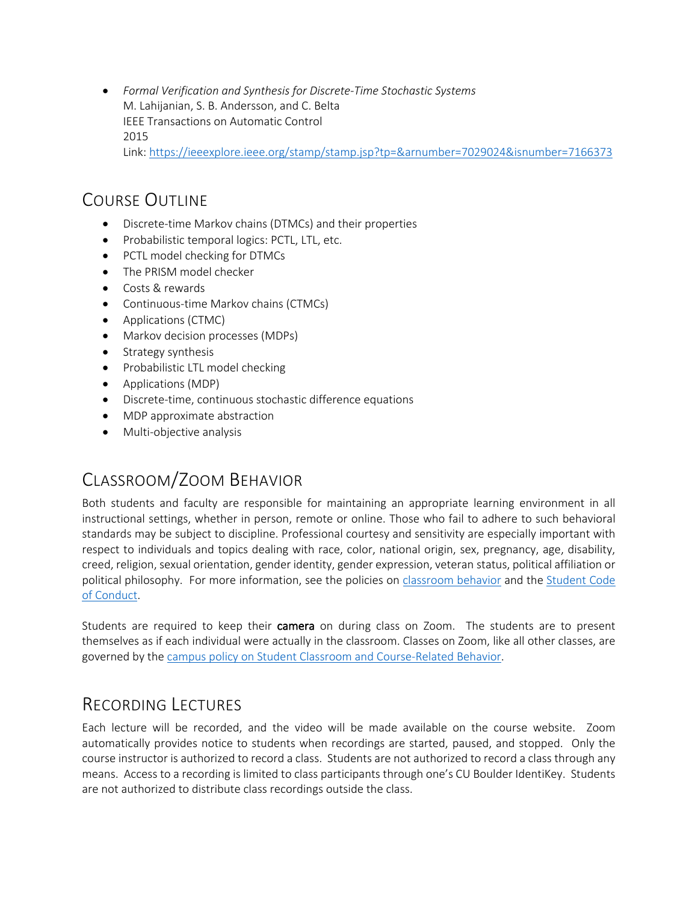- *Formal Verification and Synthesis for Discrete-Time Stochastic Systems*
  M. Lahijanian, S. B. Andersson, and C. Belta
  IEEE Transactions on Automatic Control
  2015
  Link: [https://ieeexplore.ieee.org/stamp/stamp.jsp?tp=&arnumber=7029024&isnumber=7166373](https://ieeexplore.ieee.org/stamp/stamp.jsp?tp=&arnumber=7029024&isnumber=7166373)

## Course Outline

- Discrete-time Markov chains (DTMCs) and their properties
- Probabilistic temporal logics: PCTL, LTL, etc.
- PCTL model checking for DTMCs
- The PRISM model checker
- Costs & rewards
- Continuous-time Markov chains (CTMCs)
- Applications (CTMC)
- Markov decision processes (MDPs)
- Strategy synthesis
- Probabilistic LTL model checking
- Applications (MDP)
- Discrete-time, continuous stochastic difference equations
- MDP approximate abstraction
- Multi-objective analysis

## Classroom/Zoom Behavior

Both students and faculty are responsible for maintaining an appropriate learning environment in all instructional settings, whether in person, remote or online. Those who fail to adhere to such behavioral standards may be subject to discipline. Professional courtesy and sensitivity are especially important with respect to individuals and topics dealing with race, color, national origin, sex, pregnancy, age, disability, creed, religion, sexual orientation, gender identity, gender expression, veteran status, political affiliation or political philosophy. For more information, see the policies on classroom behavior and the Student Code of Conduct.

Students are required to keep their **camera** on during class on Zoom. The students are to present themselves as if each individual were actually in the classroom. Classes on Zoom, like all other classes, are governed by the campus policy on Student Classroom and Course-Related Behavior.

## Recording Lectures

Each lecture will be recorded, and the video will be made available on the course website. Zoom automatically provides notice to students when recordings are started, paused, and stopped. Only the course instructor is authorized to record a class. Students are not authorized to record a class through any means. Access to a recording is limited to class participants through one's CU Boulder IdentiKey. Students are not authorized to distribute class recordings outside the class.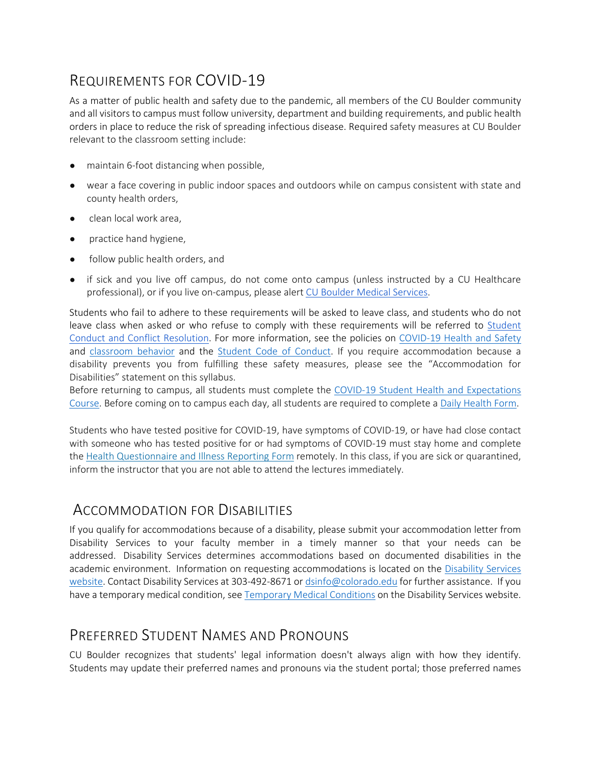## Requirements for COVID-19

As a matter of public health and safety due to the pandemic, all members of the CU Boulder community and all visitors to campus must follow university, department and building requirements, and public health orders in place to reduce the risk of spreading infectious disease. Required safety measures at CU Boulder relevant to the classroom setting include:

- maintain 6-foot distancing when possible,
- wear a face covering in public indoor spaces and outdoors while on campus consistent with state and county health orders,
- clean local work area,
- practice hand hygiene,
- follow public health orders, and
- if sick and you live off campus, do not come onto campus (unless instructed by a CU Healthcare professional), or if you live on-campus, please alert CU Boulder Medical Services.

Students who fail to adhere to these requirements will be asked to leave class, and students who do not leave class when asked or who refuse to comply with these requirements will be referred to Student Conduct and Conflict Resolution. For more information, see the policies on COVID-19 Health and Safety and classroom behavior and the Student Code of Conduct. If you require accommodation because a disability prevents you from fulfilling these safety measures, please see the "Accommodation for Disabilities" statement on this syllabus.

Before returning to campus, all students must complete the COVID-19 Student Health and Expectations Course. Before coming on to campus each day, all students are required to complete a Daily Health Form.

Students who have tested positive for COVID-19, have symptoms of COVID-19, or have had close contact with someone who has tested positive for or had symptoms of COVID-19 must stay home and complete the Health Questionnaire and Illness Reporting Form remotely. In this class, if you are sick or quarantined, inform the instructor that you are not able to attend the lectures immediately.

## Accommodation for Disabilities

If you qualify for accommodations because of a disability, please submit your accommodation letter from Disability Services to your faculty member in a timely manner so that your needs can be addressed. Disability Services determines accommodations based on documented disabilities in the academic environment. Information on requesting accommodations is located on the Disability Services website. Contact Disability Services at 303-492-8671 or dsinfo@colorado.edu for further assistance. If you have a temporary medical condition, see Temporary Medical Conditions on the Disability Services website.

## Preferred Student Names and Pronouns

CU Boulder recognizes that students' legal information doesn't always align with how they identify. Students may update their preferred names and pronouns via the student portal; those preferred names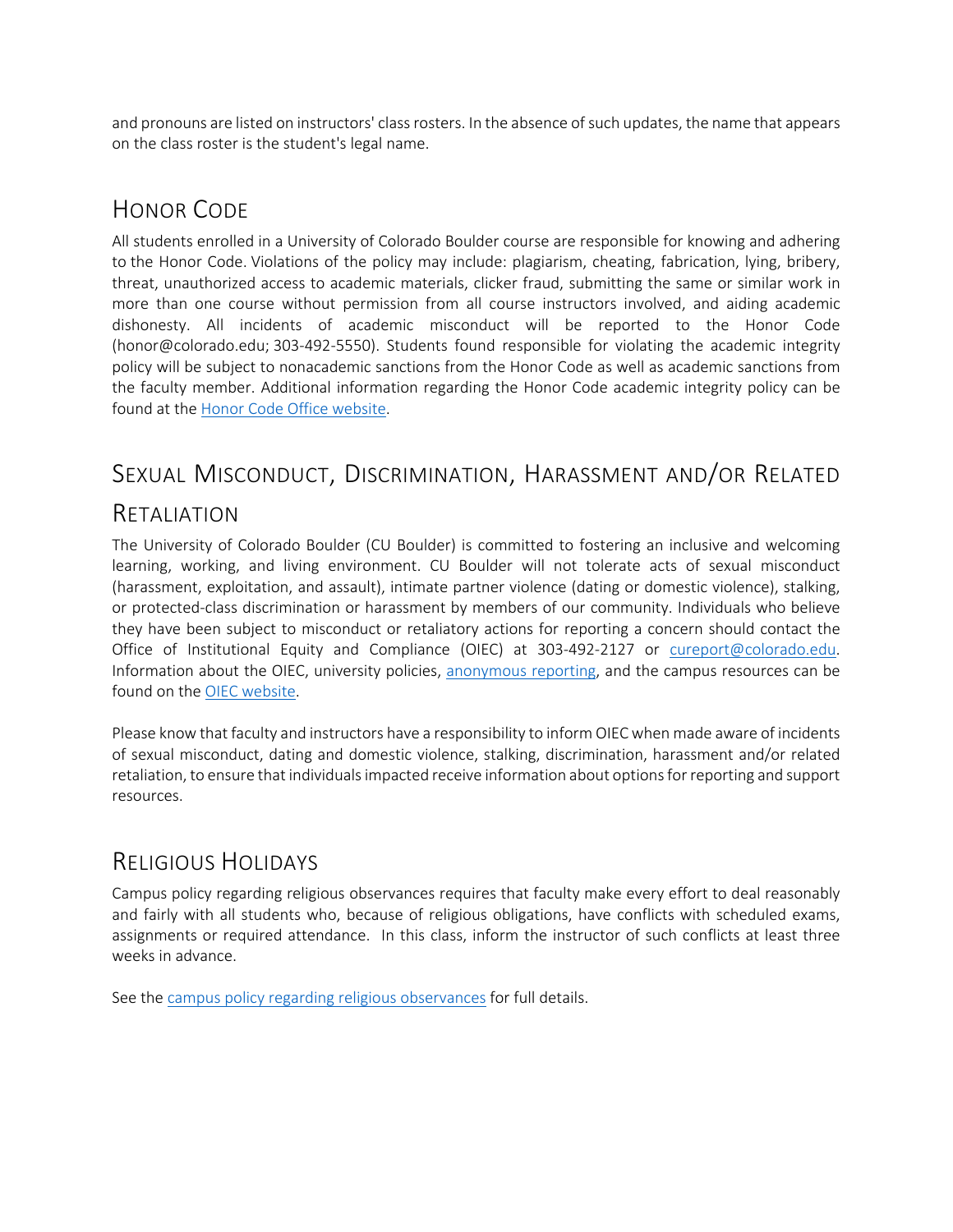and pronouns are listed on instructors' class rosters. In the absence of such updates, the name that appears on the class roster is the student's legal name.

## Honor Code

All students enrolled in a University of Colorado Boulder course are responsible for knowing and adhering to the Honor Code. Violations of the policy may include: plagiarism, cheating, fabrication, lying, bribery, threat, unauthorized access to academic materials, clicker fraud, submitting the same or similar work in more than one course without permission from all course instructors involved, and aiding academic dishonesty. All incidents of academic misconduct will be reported to the Honor Code (honor@colorado.edu; 303-492-5550). Students found responsible for violating the academic integrity policy will be subject to nonacademic sanctions from the Honor Code as well as academic sanctions from the faculty member. Additional information regarding the Honor Code academic integrity policy can be found at the Honor Code Office website.

## Sexual Misconduct, Discrimination, Harassment and/or Related Retaliation

The University of Colorado Boulder (CU Boulder) is committed to fostering an inclusive and welcoming learning, working, and living environment. CU Boulder will not tolerate acts of sexual misconduct (harassment, exploitation, and assault), intimate partner violence (dating or domestic violence), stalking, or protected-class discrimination or harassment by members of our community. Individuals who believe they have been subject to misconduct or retaliatory actions for reporting a concern should contact the Office of Institutional Equity and Compliance (OIEC) at 303-492-2127 or cureport@colorado.edu. Information about the OIEC, university policies, anonymous reporting, and the campus resources can be found on the OIEC website.

Please know that faculty and instructors have a responsibility to inform OIEC when made aware of incidents of sexual misconduct, dating and domestic violence, stalking, discrimination, harassment and/or related retaliation, to ensure that individuals impacted receive information about options for reporting and support resources.

## Religious Holidays

Campus policy regarding religious observances requires that faculty make every effort to deal reasonably and fairly with all students who, because of religious obligations, have conflicts with scheduled exams, assignments or required attendance. In this class, inform the instructor of such conflicts at least three weeks in advance.

See the campus policy regarding religious observances for full details.